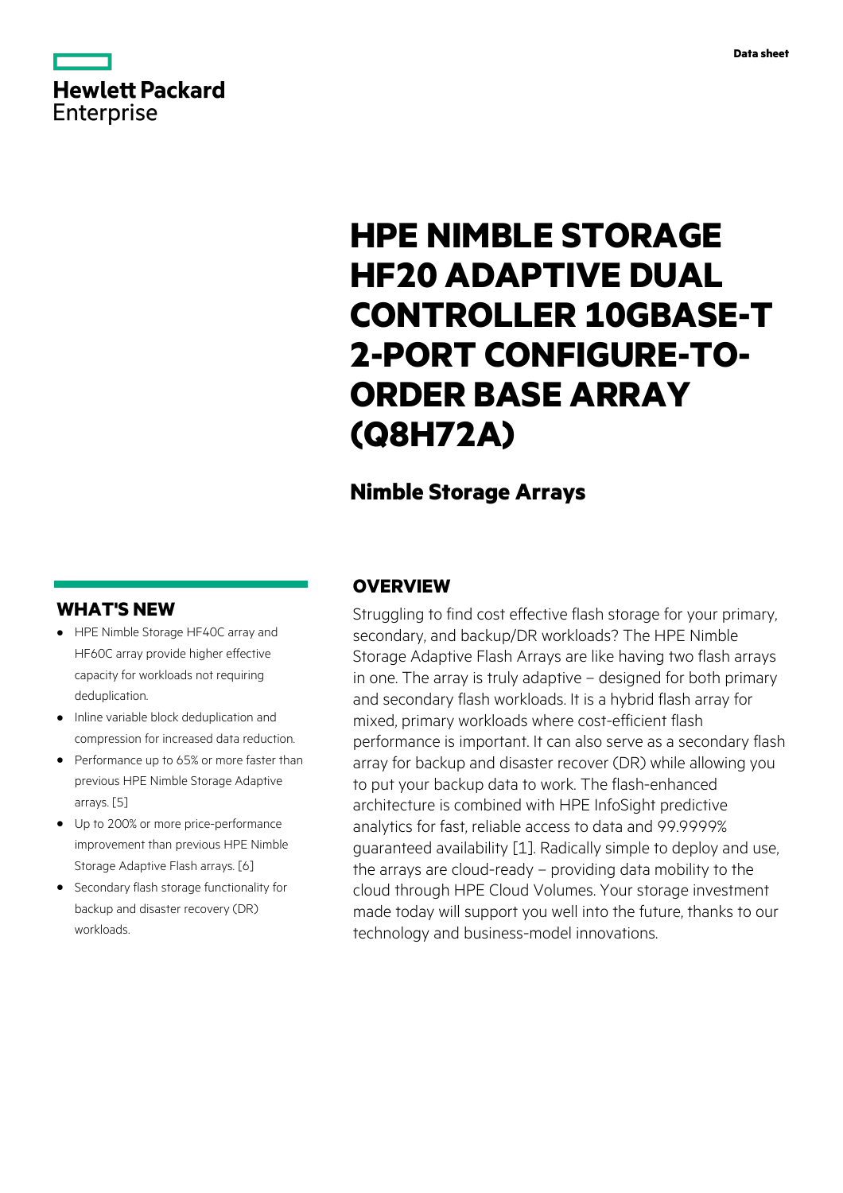Data sheet

Hewlett Packard Enterprise

# HPE NIMBLE STORAGE HF20 ADAPTIVE DUAL CONTROLLER 10GBASE-T 2-PORT CONFIGURE-TO-ORDER BASE ARRAY (Q8H72A)

## Nimble Storage Arrays

## OVERVIEW

Struggling to find cost effective flash storage for your primary, secondary, and backup/DR workloads? The HPE Nimble Storage Adaptive Flash Arrays are like having two flash arrays in one. The array is truly adaptive – designed for both primary and secondary flash workloads. It is a hybrid flash array for mixed, primary workloads where cost-efficient flash performance is important. It can also serve as a secondary flash array for backup and disaster recover (DR) while allowing you to put your backup data to work. The flash-enhanced architecture is combined with HPE InfoSight predictive analytics for fast, reliable access to data and 99.9999% guaranteed availability [1]. Radically simple to deploy and use, the arrays are cloud-ready – providing data mobility to the cloud through HPE Cloud Volumes. Your storage investment made today will support you well into the future, thanks to our technology and business-model innovations.

## WHAT'S NEW

- HPE Nimble Storage HF40C array and HF60C array provide higher effective capacity for workloads not requiring deduplication.
- Inline variable block deduplication and compression for increased data reduction.
- Performance up to 65% or more faster than previous HPE Nimble Storage Adaptive arrays. [5]
- Up to 200% or more price-performance improvement than previous HPE Nimble Storage Adaptive Flash arrays. [6]
- Secondary flash storage functionality for backup and disaster recovery (DR) workloads.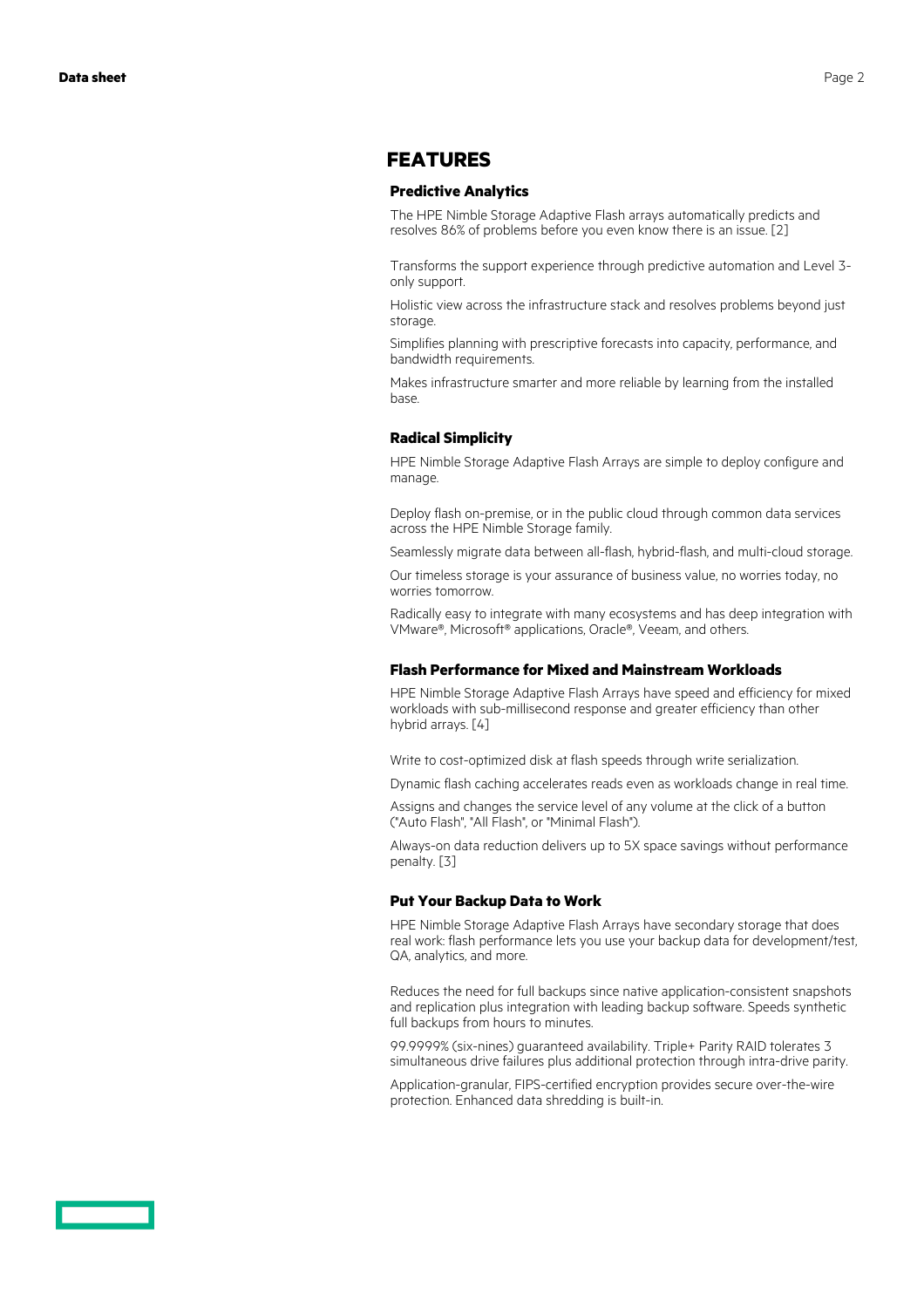# FEATURES

### Predictive Analytics

The HPE Nimble Storage Adaptive Flash arrays automatically predicts and resolves 86% of problems before you even know there is an issue. [2]

Transforms the support experience through predictive automation and Level 3-only support.

Holistic view across the infrastructure stack and resolves problems beyond just storage.

Simplifies planning with prescriptive forecasts into capacity, performance, and bandwidth requirements.

Makes infrastructure smarter and more reliable by learning from the installed base.

### Radical Simplicity

HPE Nimble Storage Adaptive Flash Arrays are simple to deploy configure and manage.

Deploy flash on-premise, or in the public cloud through common data services across the HPE Nimble Storage family.

Seamlessly migrate data between all-flash, hybrid-flash, and multi-cloud storage.

Our timeless storage is your assurance of business value, no worries today, no worries tomorrow.

Radically easy to integrate with many ecosystems and has deep integration with VMware®, Microsoft® applications, Oracle®, Veeam, and others.

### Flash Performance for Mixed and Mainstream Workloads

HPE Nimble Storage Adaptive Flash Arrays have speed and efficiency for mixed workloads with sub-millisecond response and greater efficiency than other hybrid arrays. [4]

Write to cost-optimized disk at flash speeds through write serialization.

Dynamic flash caching accelerates reads even as workloads change in real time.

Assigns and changes the service level of any volume at the click of a button ("Auto Flash", "All Flash", or "Minimal Flash").

Always-on data reduction delivers up to 5X space savings without performance penalty. [3]

### Put Your Backup Data to Work

HPE Nimble Storage Adaptive Flash Arrays have secondary storage that does real work: flash performance lets you use your backup data for development/test, QA, analytics, and more.

Reduces the need for full backups since native application-consistent snapshots and replication plus integration with leading backup software. Speeds synthetic full backups from hours to minutes.

99.9999% (six-nines) guaranteed availability. Triple+ Parity RAID tolerates 3 simultaneous drive failures plus additional protection through intra-drive parity.

Application-granular, FIPS-certified encryption provides secure over-the-wire protection. Enhanced data shredding is built-in.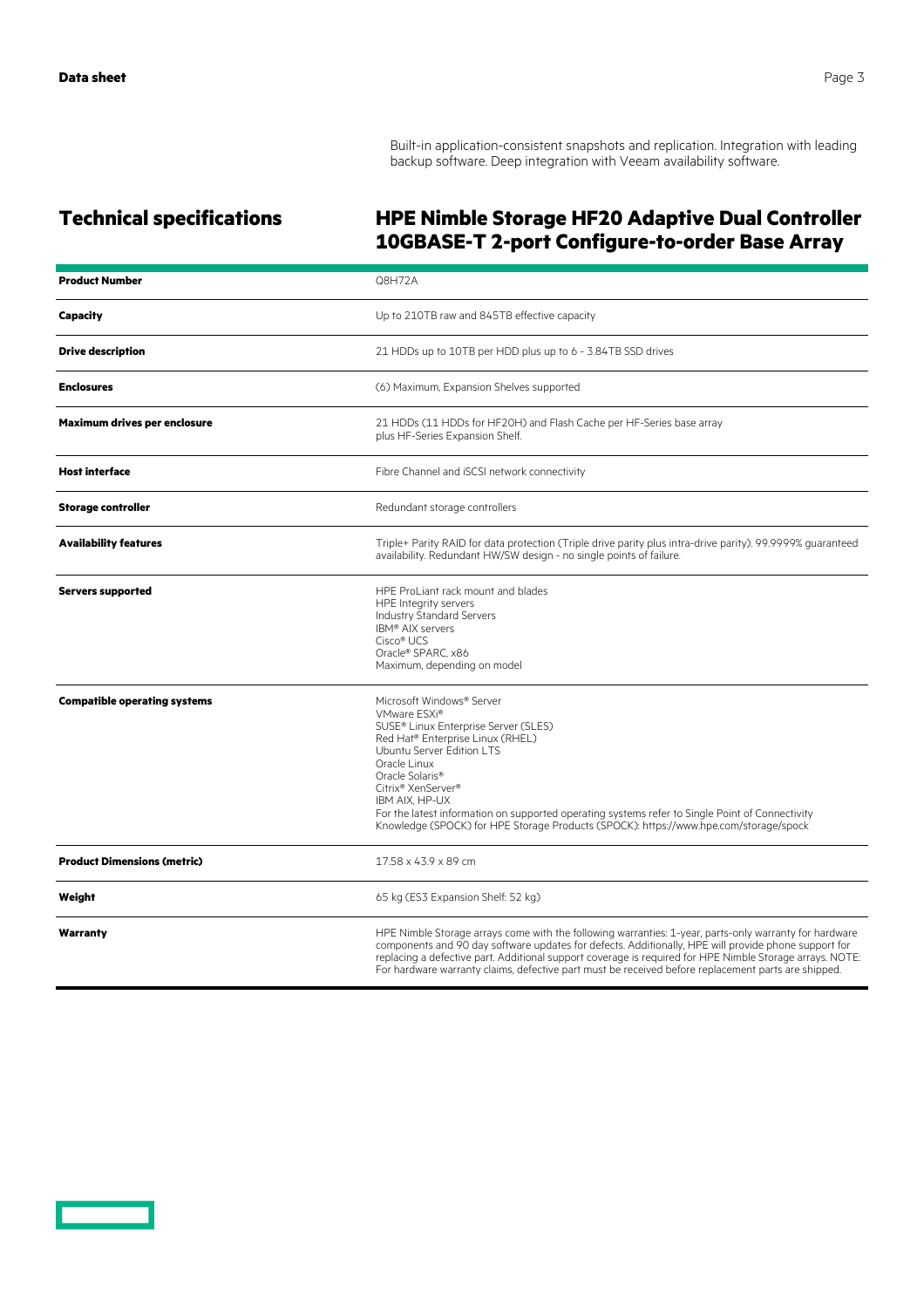Built-in application-consistent snapshots and replication. Integration with leading backup software. Deep integration with Veeam availability software.

## Technical specifications

### HPE Nimble Storage HF20 Adaptive Dual Controller 10GBASE-T 2-port Configure-to-order Base Array

| | |
|---|---|
| **Product Number** | Q8H72A |
| **Capacity** | Up to 210TB raw and 845TB effective capacity |
| **Drive description** | 21 HDDs up to 10TB per HDD plus up to 6 - 3.84TB SSD drives |
| **Enclosures** | (6) Maximum, Expansion Shelves supported |
| **Maximum drives per enclosure** | 21 HDDs (11 HDDs for HF20H) and Flash Cache per HF-Series base array plus HF-Series Expansion Shelf. |
| **Host interface** | Fibre Channel and iSCSI network connectivity |
| **Storage controller** | Redundant storage controllers |
| **Availability features** | Triple+ Parity RAID for data protection (Triple drive parity plus intra-drive parity). 99.9999% guaranteed availability. Redundant HW/SW design - no single points of failure. |
| **Servers supported** | HPE ProLiant rack mount and blades<br>HPE Integrity servers<br>Industry Standard Servers<br>IBM® AIX servers<br>Cisco® UCS<br>Oracle® SPARC, x86<br>Maximum, depending on model |
| **Compatible operating systems** | Microsoft Windows® Server<br>VMware ESXi®<br>SUSE® Linux Enterprise Server (SLES)<br>Red Hat® Enterprise Linux (RHEL)<br>Ubuntu Server Edition LTS<br>Oracle Linux<br>Oracle Solaris®<br>Citrix® XenServer®<br>IBM AIX, HP-UX<br>For the latest information on supported operating systems refer to Single Point of Connectivity Knowledge (SPOCK) for HPE Storage Products (SPOCK): https://www.hpe.com/storage/spock |
| **Product Dimensions (metric)** | 17.58 x 43.9 x 89 cm |
| **Weight** | 65 kg (ES3 Expansion Shelf: 52 kg) |
| **Warranty** | HPE Nimble Storage arrays come with the following warranties: 1-year, parts-only warranty for hardware components and 90 day software updates for defects. Additionally, HPE will provide phone support for replacing a defective part. Additional support coverage is required for HPE Nimble Storage arrays. NOTE: For hardware warranty claims, defective part must be received before replacement parts are shipped. |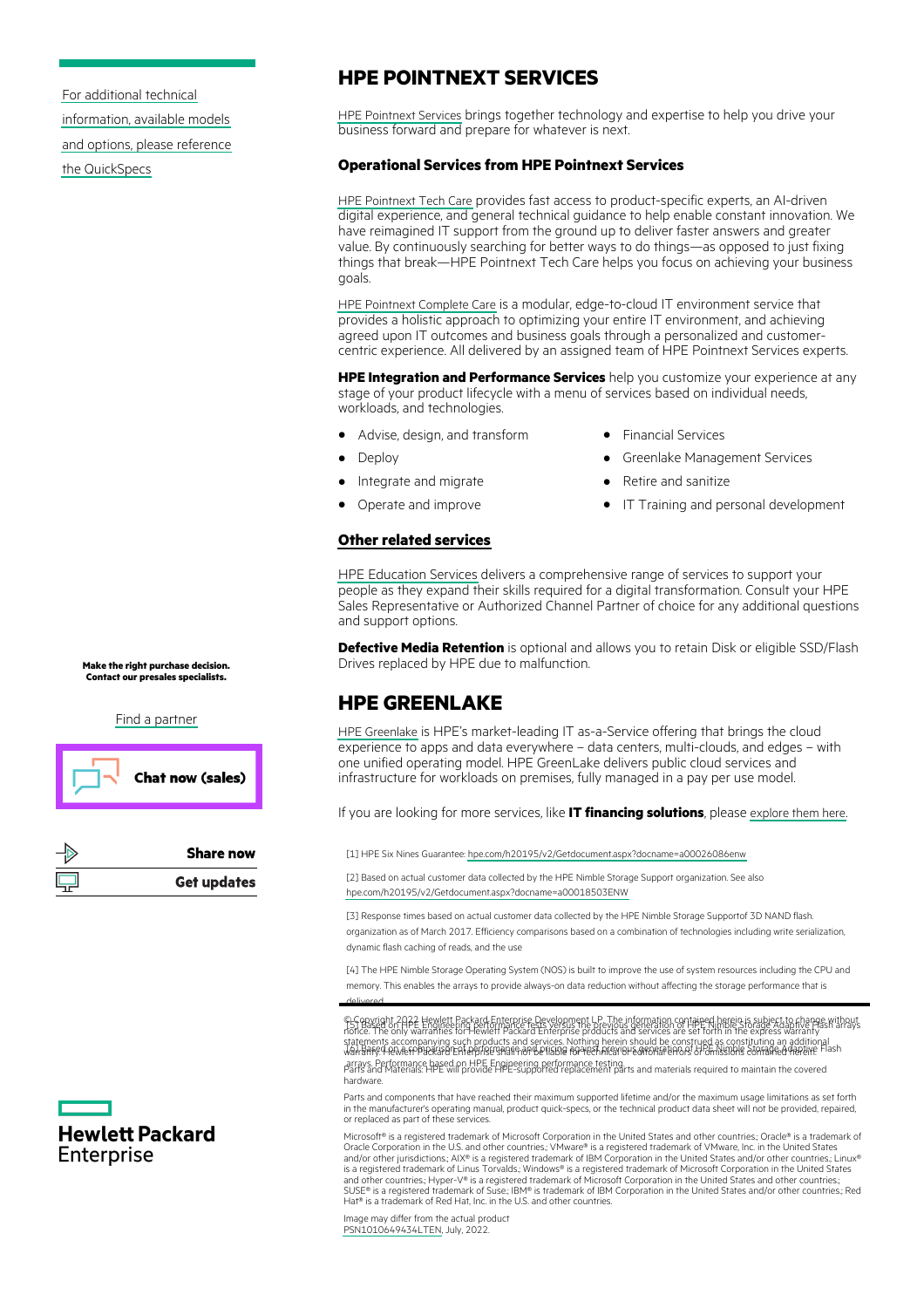For additional technical information, available models and options, please reference the QuickSpecs

## HPE POINTNEXT SERVICES

HPE Pointnext Services brings together technology and expertise to help you drive your business forward and prepare for whatever is next.

### Operational Services from HPE Pointnext Services

HPE Pointnext Tech Care provides fast access to product-specific experts, an AI-driven digital experience, and general technical guidance to help enable constant innovation. We have reimagined IT support from the ground up to deliver faster answers and greater value. By continuously searching for better ways to do things—as opposed to just fixing things that break—HPE Pointnext Tech Care helps you focus on achieving your business goals.

HPE Pointnext Complete Care is a modular, edge-to-cloud IT environment service that provides a holistic approach to optimizing your entire IT environment, and achieving agreed upon IT outcomes and business goals through a personalized and customer-centric experience. All delivered by an assigned team of HPE Pointnext Services experts.

**HPE Integration and Performance Services** help you customize your experience at any stage of your product lifecycle with a menu of services based on individual needs, workloads, and technologies.

- Advise, design, and transform
- Deploy
- Integrate and migrate
- Operate and improve
- Financial Services
- Greenlake Management Services
- Retire and sanitize
- IT Training and personal development

### Other related services

HPE Education Services delivers a comprehensive range of services to support your people as they expand their skills required for a digital transformation. Consult your HPE Sales Representative or Authorized Channel Partner of choice for any additional questions and support options.

**Defective Media Retention** is optional and allows you to retain Disk or eligible SSD/Flash Drives replaced by HPE due to malfunction.

## HPE GREENLAKE

HPE Greenlake is HPE's market-leading IT as-a-Service offering that brings the cloud experience to apps and data everywhere – data centers, multi-clouds, and edges – with one unified operating model. HPE GreenLake delivers public cloud services and infrastructure for workloads on premises, fully managed in a pay per use model.

If you are looking for more services, like **IT financing solutions**, please explore them here.

[1] HPE Six Nines Guarantee: hpe.com/h20195/v2/Getdocument.aspx?docname=a00026086enw

[2] Based on actual customer data collected by the HPE Nimble Storage Support organization. See also hpe.com/h20195/v2/Getdocument.aspx?docname=a00018503ENW

[3] Response times based on actual customer data collected by the HPE Nimble Storage Supportof 3D NAND flash. organization as of March 2017. Efficiency comparisons based on a combination of technologies including write serialization, dynamic flash caching of reads, and the use

[4] The HPE Nimble Storage Operating System (NOS) is built to improve the use of system resources including the CPU and memory. This enables the arrays to provide always-on data reduction without affecting the storage performance that is delivered

[5] Based on HPE Engineering performance tests versus the previous generation of HPE Nimble Storage Adaptive Flash arrays

[6] Based on a comparison of performance and usable capacity against previous generation of HPE Nimble Storage Adaptive Flash arrays. Performance based on HPE Engineering performance testing

Make the right purchase decision. Contact our presales specialists.

Find a partner

Chat now (sales)

Share now

Get updates

© Copyright 2022 Hewlett Packard Enterprise Development LP. The information contained herein is subject to change without notice. The only warranties for Hewlett Packard Enterprise products and services are set forth in the express warranty statements accompanying such products and services. Nothing herein should be construed as constituting an additional warranty. Hewlett Packard Enterprise shall not be liable for technical or editorial errors or omissions contained herein.

Parts and Materials: HPE will provide HPE-supported replacement parts and materials required to maintain the covered hardware.

Parts and components that have reached their maximum supported lifetime and/or the maximum usage limitations as set forth in the manufacturer's operating manual, product quick-specs, or the technical product data sheet will not be provided, repaired, or replaced as part of these services.

Microsoft® is a registered trademark of Microsoft Corporation in the United States and other countries.; Oracle® is a trademark of Oracle Corporation in the U.S. and other countries.; VMware® is a registered trademark of VMware, Inc. in the United States and/or other jurisdictions.; AIX® is a registered trademark of IBM Corporation in the United States and/or other countries.; Linux® is a registered trademark of Linus Torvalds.; Windows® is a registered trademark of Microsoft Corporation in the United States and other countries.; Hyper-V® is a registered trademark of Microsoft Corporation in the United States and other countries.; SUSE® is a registered trademark of Suse.; IBM® is trademark of IBM Corporation in the United States and/or other countries.; Red Hat® is a trademark of Red Hat, Inc. in the U.S. and other countries.

Image may differ from the actual product

PSN1010649434LTEN, July, 2022.

Hewlett Packard Enterprise